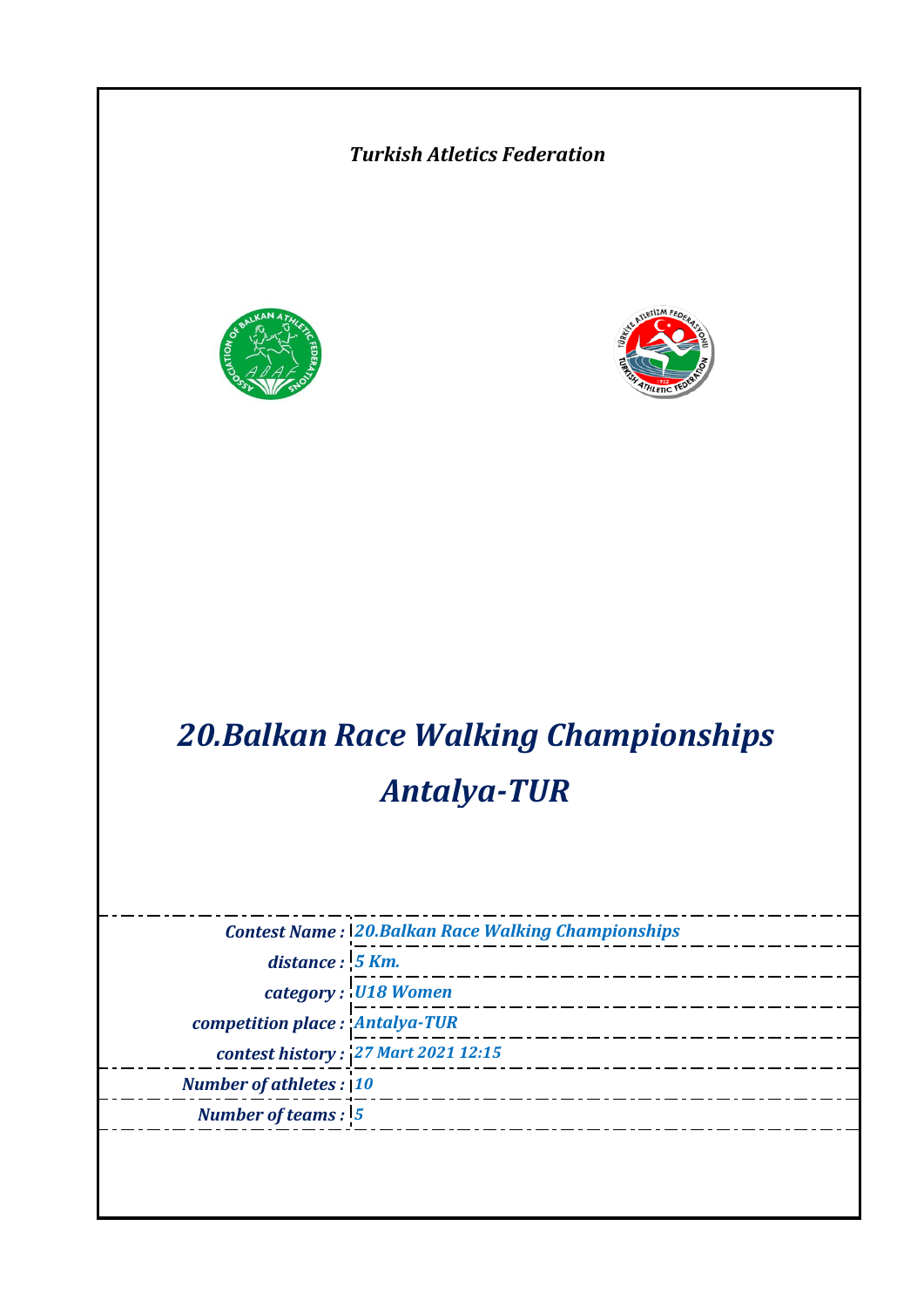*Turkish Atletics Federation*

# *20.Balkan Race Walking Championships*
# *Antalya-TUR*

| | |
|---|---|
| ***Contest Name :*** | ***20.Balkan Race Walking Championships*** |
| ***distance :*** | ***5 Km.*** |
| ***category :*** | ***U18 Women*** |
| ***competition place :*** | ***Antalya-TUR*** |
| ***contest history :*** | ***27 Mart 2021 12:15*** |
| ***Number of athletes :*** | ***10*** |
| ***Number of teams :*** | ***5*** |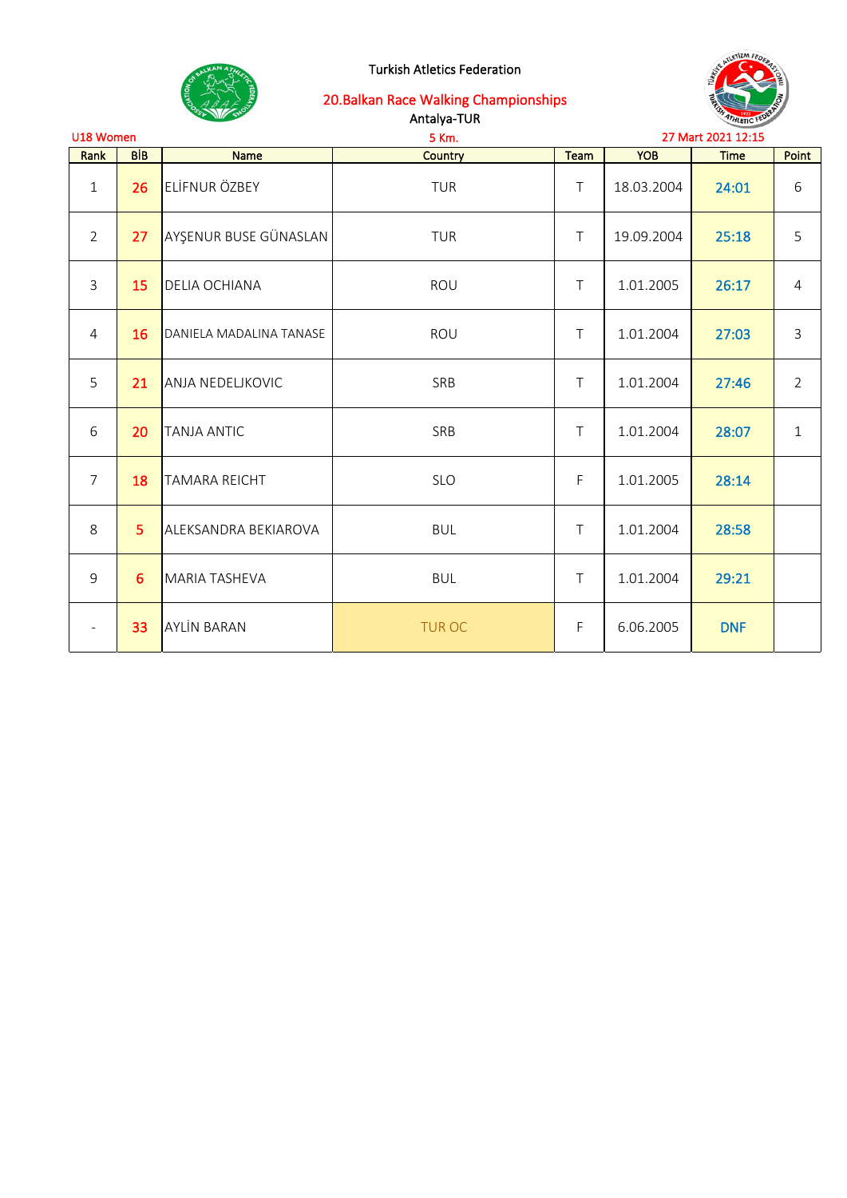Turkish Atletics Federation

## 20.Balkan Race Walking Championships

Antalya-TUR

U18 Women — 5 Km. — 27 Mart 2021 12:15

| Rank | BİB | Name | Country | Team | YOB | Time | Point |
|---|---|---|---|---|---|---|---|
| 1 | 26 | ELİFNUR ÖZBEY | TUR | T | 18.03.2004 | 24:01 | 6 |
| 2 | 27 | AYŞENUR BUSE GÜNASLAN | TUR | T | 19.09.2004 | 25:18 | 5 |
| 3 | 15 | DELIA OCHIANA | ROU | T | 1.01.2005 | 26:17 | 4 |
| 4 | 16 | DANIELA MADALINA TANASE | ROU | T | 1.01.2004 | 27:03 | 3 |
| 5 | 21 | ANJA NEDELJKOVIC | SRB | T | 1.01.2004 | 27:46 | 2 |
| 6 | 20 | TANJA ANTIC | SRB | T | 1.01.2004 | 28:07 | 1 |
| 7 | 18 | TAMARA REICHT | SLO | F | 1.01.2005 | 28:14 | |
| 8 | 5 | ALEKSANDRA BEKIAROVA | BUL | T | 1.01.2004 | 28:58 | |
| 9 | 6 | MARIA TASHEVA | BUL | T | 1.01.2004 | 29:21 | |
| - | 33 | AYLİN BARAN | TUR OC | F | 6.06.2005 | DNF | |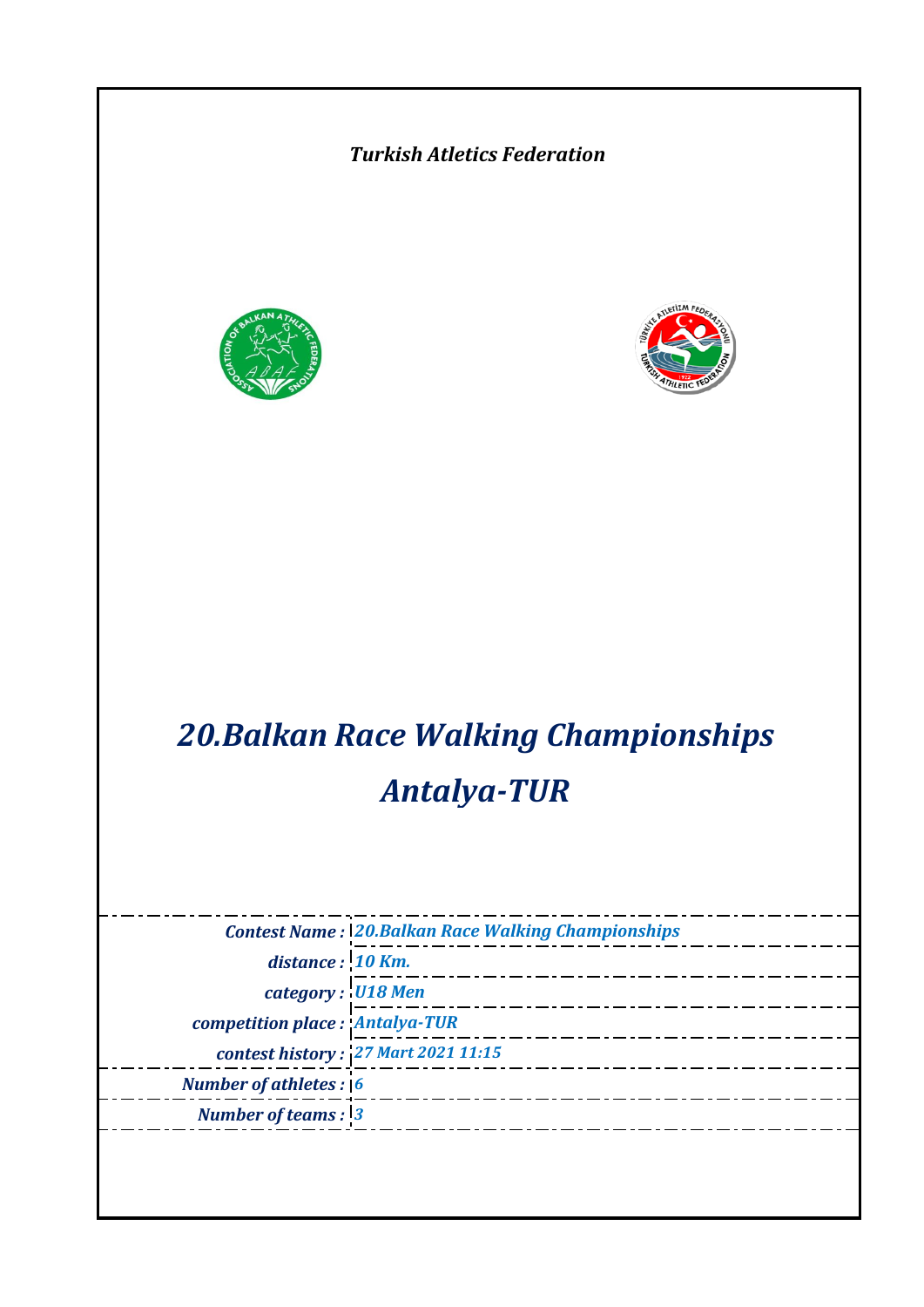*Turkish Atletics Federation*

# *20.Balkan Race Walking Championships*

# *Antalya-TUR*

| | |
|---|---|
| ***Contest Name :*** | ***20.Balkan Race Walking Championships*** |
| ***distance :*** | ***10 Km.*** |
| ***category :*** | ***U18 Men*** |
| ***competition place :*** | ***Antalya-TUR*** |
| ***contest history :*** | ***27 Mart 2021 11:15*** |
| ***Number of athletes :*** | ***6*** |
| ***Number of teams :*** | ***3*** |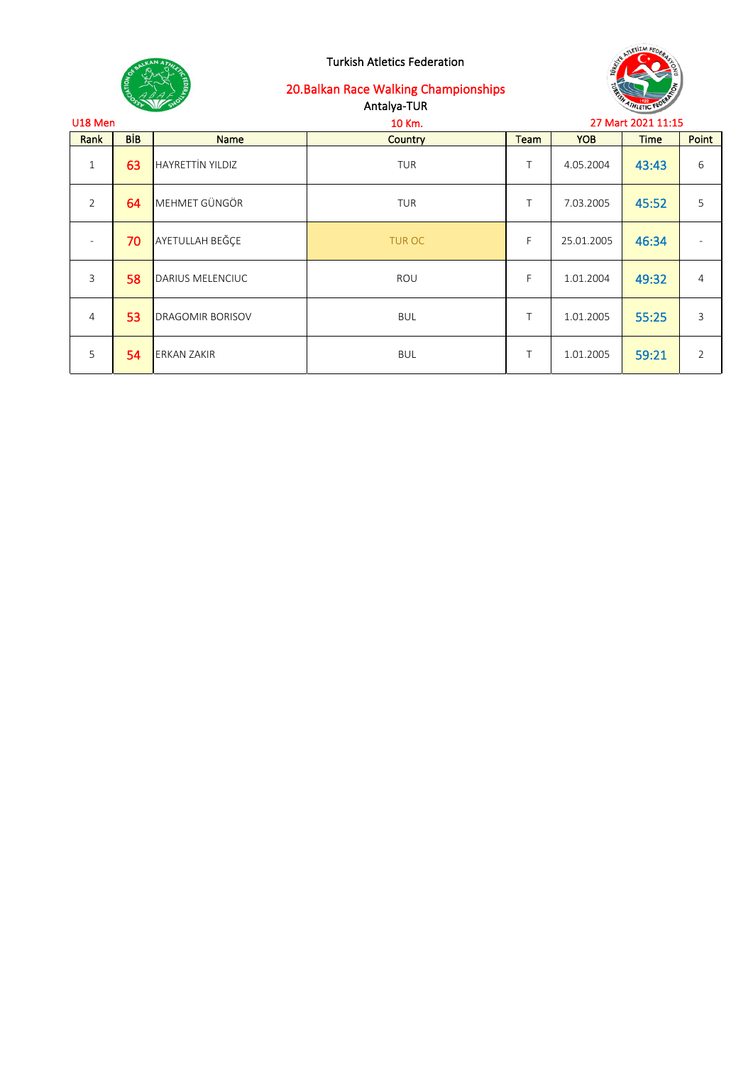Turkish Atletics Federation

## 20.Balkan Race Walking Championships

Antalya-TUR

U18 Men — 10 Km. — 27 Mart 2021 11:15

| Rank | BİB | Name | Country | Team | YOB | Time | Point |
|---|---|---|---|---|---|---|---|
| 1 | 63 | HAYRETTİN YILDIZ | TUR | T | 4.05.2004 | 43:43 | 6 |
| 2 | 64 | MEHMET GÜNGÖR | TUR | T | 7.03.2005 | 45:52 | 5 |
| - | 70 | AYETULLAH BEĞÇE | TUR OC | F | 25.01.2005 | 46:34 | - |
| 3 | 58 | DARIUS MELENCIUC | ROU | F | 1.01.2004 | 49:32 | 4 |
| 4 | 53 | DRAGOMIR BORISOV | BUL | T | 1.01.2005 | 55:25 | 3 |
| 5 | 54 | ERKAN ZAKIR | BUL | T | 1.01.2005 | 59:21 | 2 |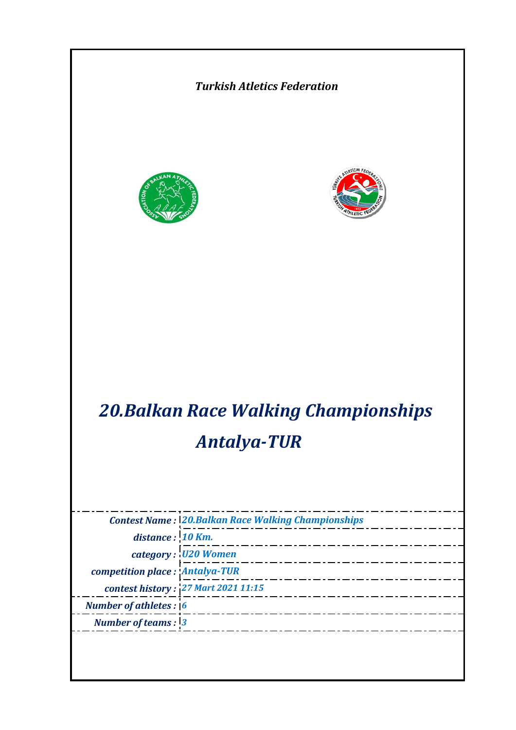*Turkish Atletics Federation*

# *20.Balkan Race Walking Championships*
# *Antalya-TUR*

| | |
|---|---|
| ***Contest Name :*** | ***20.Balkan Race Walking Championships*** |
| ***distance :*** | ***10 Km.*** |
| ***category :*** | ***U20 Women*** |
| ***competition place :*** | ***Antalya-TUR*** |
| ***contest history :*** | ***27 Mart 2021 11:15*** |
| ***Number of athletes :*** | ***6*** |
| ***Number of teams :*** | ***3*** |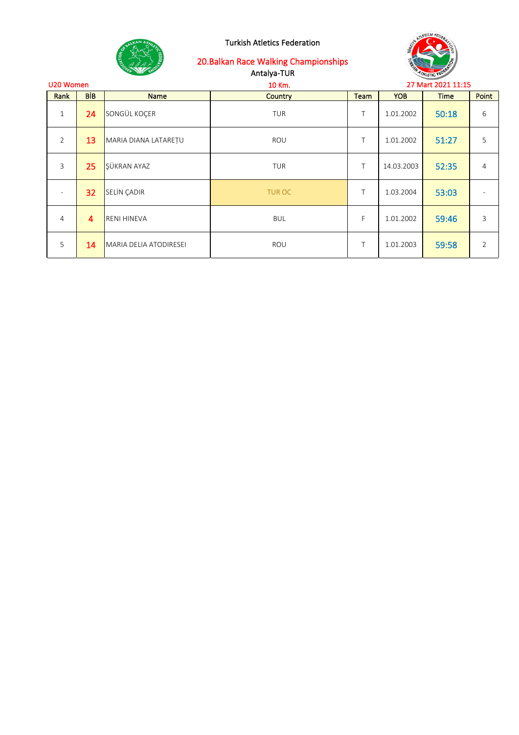Turkish Atletics Federation

20.Balkan Race Walking Championships

Antalya-TUR

U20 Women

10 Km.

27 Mart 2021 11:15

| Rank | BİB | Name | Country | Team | YOB | Time | Point |
|---|---|---|---|---|---|---|---|
| 1 | 24 | SONGÜL KOÇER | TUR | T | 1.01.2002 | 50:18 | 6 |
| 2 | 13 | MARIA DIANA LATAREȚU | ROU | T | 1.01.2002 | 51:27 | 5 |
| 3 | 25 | ŞÜKRAN AYAZ | TUR | T | 14.03.2003 | 52:35 | 4 |
| - | 32 | SELİN ÇADIR | TUR OC | T | 1.03.2004 | 53:03 | - |
| 4 | 4 | RENI HINEVA | BUL | F | 1.01.2002 | 59:46 | 3 |
| 5 | 14 | MARIA DELIA ATODIRESEI | ROU | T | 1.01.2003 | 59:58 | 2 |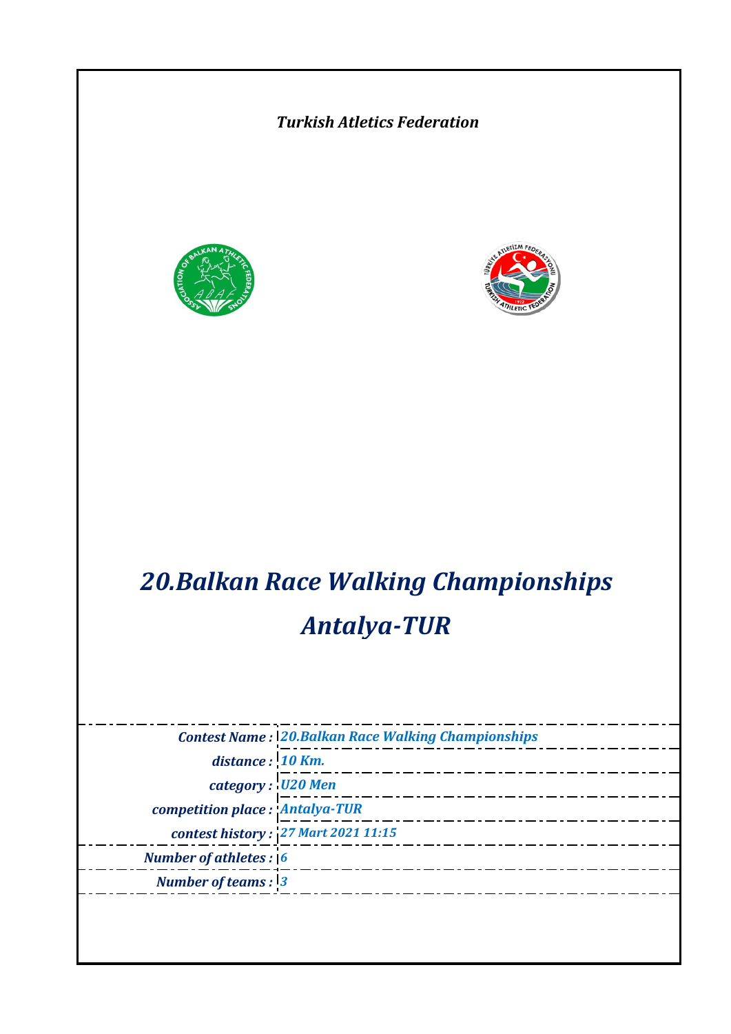*Turkish Atletics Federation*

# *20.Balkan Race Walking Championships*
# *Antalya-TUR*

| | |
|---|---|
| ***Contest Name :*** | ***20.Balkan Race Walking Championships*** |
| ***distance :*** | ***10 Km.*** |
| ***category :*** | ***U20 Men*** |
| ***competition place :*** | ***Antalya-TUR*** |
| ***contest history :*** | ***27 Mart 2021 11:15*** |
| ***Number of athletes :*** | ***6*** |
| ***Number of teams :*** | ***3*** |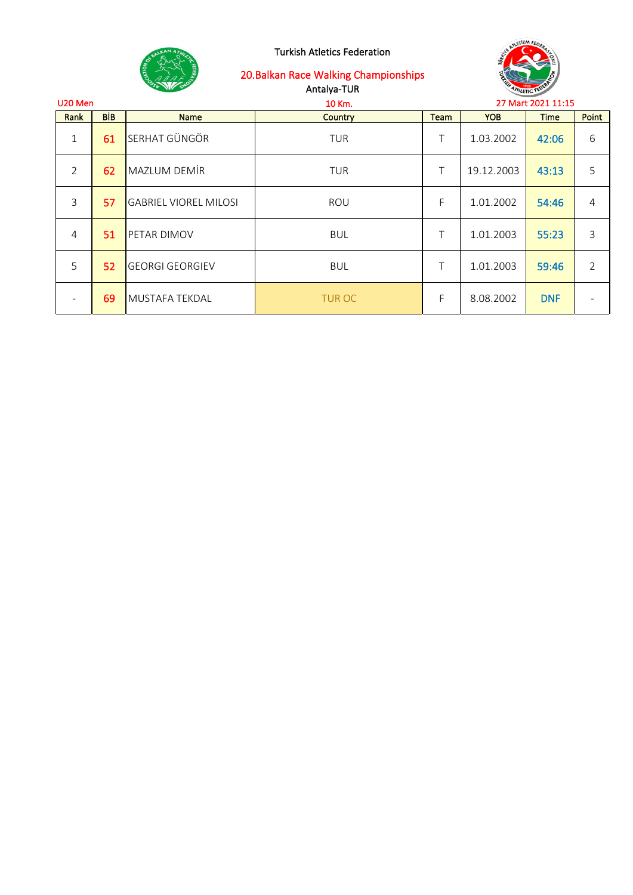Turkish Atletics Federation

## 20.Balkan Race Walking Championships

Antalya-TUR

U20 Men

10 Km.

27 Mart 2021 11:15

| Rank | BİB | Name | Country | Team | YOB | Time | Point |
|---|---|---|---|---|---|---|---|
| 1 | 61 | SERHAT GÜNGÖR | TUR | T | 1.03.2002 | 42:06 | 6 |
| 2 | 62 | MAZLUM DEMİR | TUR | T | 19.12.2003 | 43:13 | 5 |
| 3 | 57 | GABRIEL VIOREL MILOSI | ROU | F | 1.01.2002 | 54:46 | 4 |
| 4 | 51 | PETAR DIMOV | BUL | T | 1.01.2003 | 55:23 | 3 |
| 5 | 52 | GEORGI GEORGIEV | BUL | T | 1.01.2003 | 59:46 | 2 |
| - | 69 | MUSTAFA TEKDAL | TUR OC | F | 8.08.2002 | DNF | - |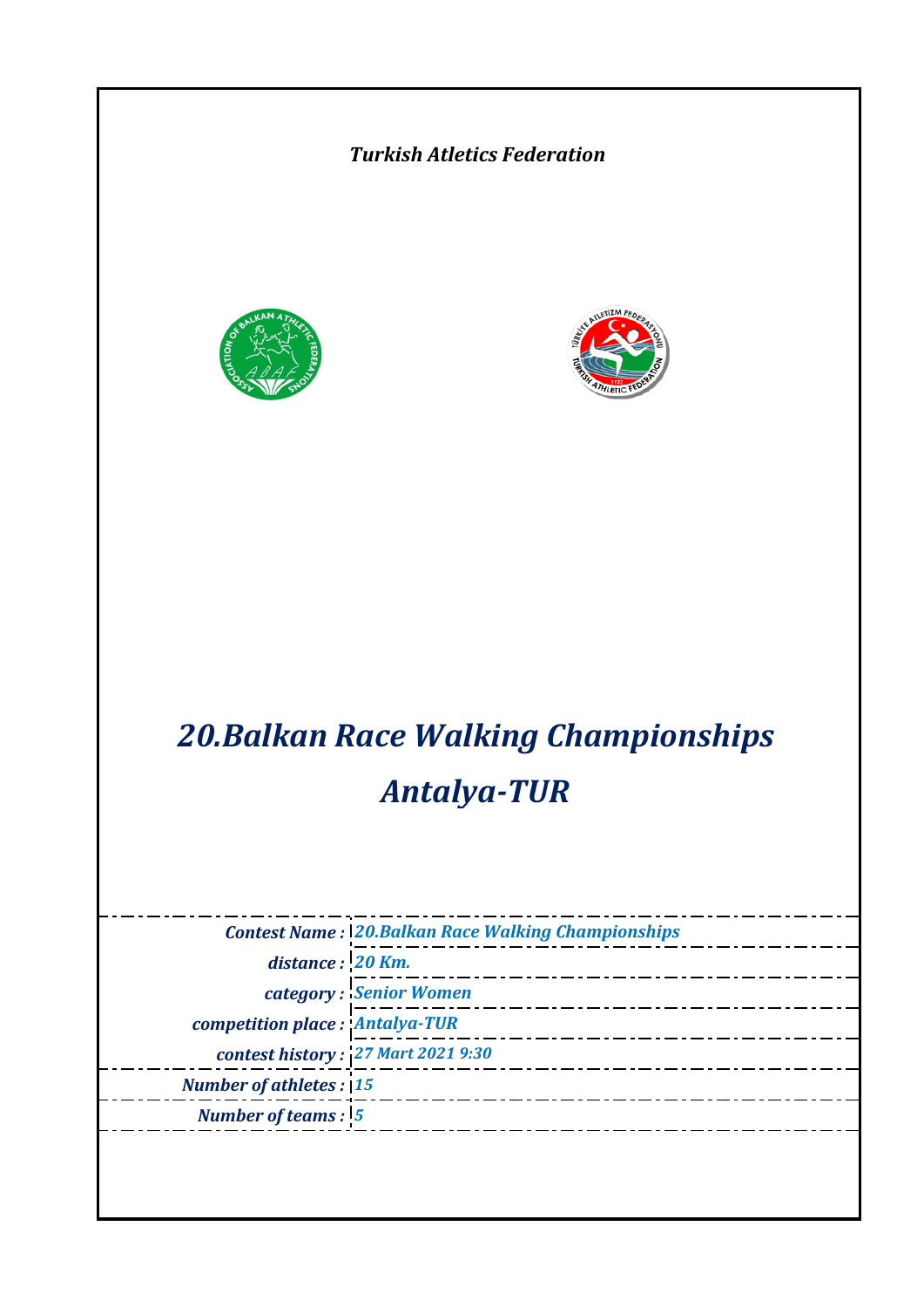*Turkish Atletics Federation*

# *20.Balkan Race Walking Championships*

# *Antalya-TUR*

| | |
|---|---|
| ***Contest Name :*** | ***20.Balkan Race Walking Championships*** |
| ***distance :*** | ***20 Km.*** |
| ***category :*** | ***Senior Women*** |
| ***competition place :*** | ***Antalya-TUR*** |
| ***contest history :*** | ***27 Mart 2021 9:30*** |
| ***Number of athletes :*** | ***15*** |
| ***Number of teams :*** | ***5*** |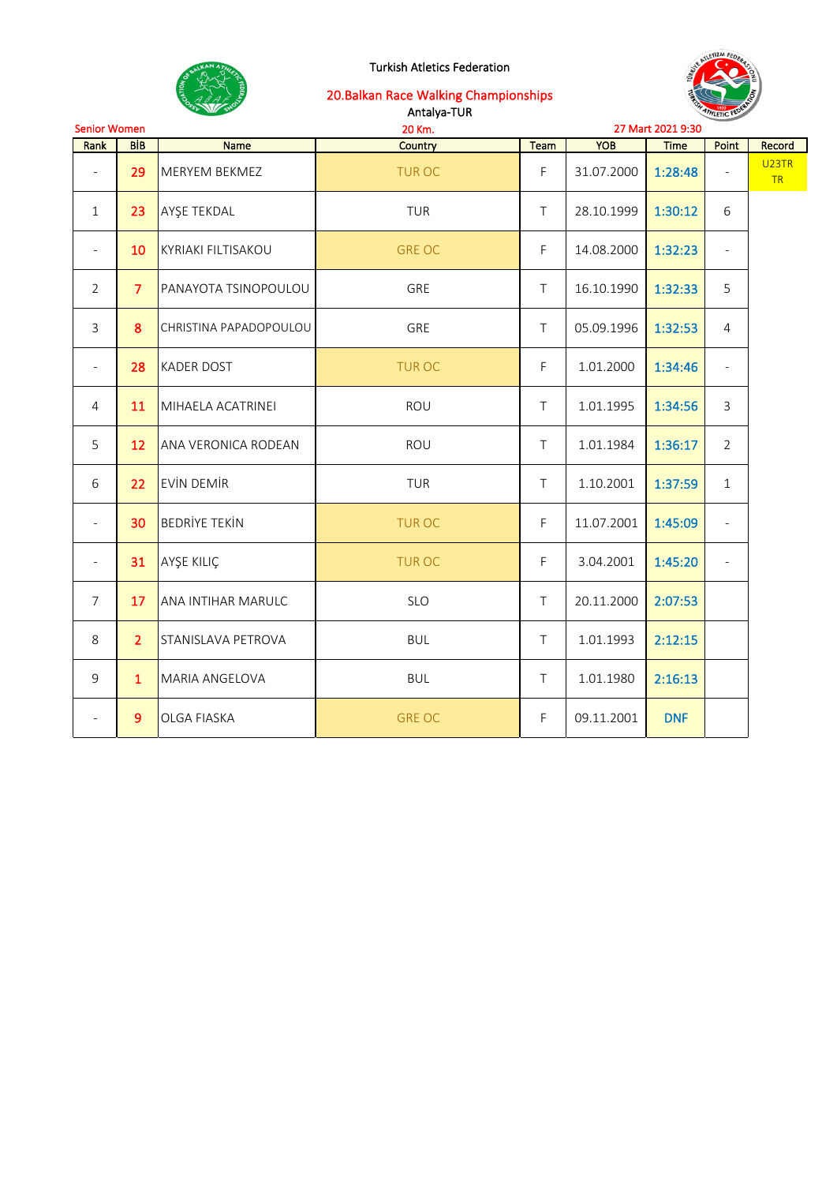Turkish Atletics Federation

## 20.Balkan Race Walking Championships

Antalya-TUR

Senior Women | 20 Km. | 27 Mart 2021 9:30

| Rank | BİB | Name | Country | Team | YOB | Time | Point | Record |
|---|---|---|---|---|---|---|---|---|
| - | 29 | MERYEM BEKMEZ | TUR OC | F | 31.07.2000 | 1:28:48 | - | U23TR TR |
| 1 | 23 | AYŞE TEKDAL | TUR | T | 28.10.1999 | 1:30:12 | 6 | |
| - | 10 | KYRIAKI FILTISAKOU | GRE OC | F | 14.08.2000 | 1:32:23 | - | |
| 2 | 7 | PANAYOTA TSINOPOULOU | GRE | T | 16.10.1990 | 1:32:33 | 5 | |
| 3 | 8 | CHRISTINA PAPADOPOULOU | GRE | T | 05.09.1996 | 1:32:53 | 4 | |
| - | 28 | KADER DOST | TUR OC | F | 1.01.2000 | 1:34:46 | - | |
| 4 | 11 | MIHAELA ACATRINEI | ROU | T | 1.01.1995 | 1:34:56 | 3 | |
| 5 | 12 | ANA VERONICA RODEAN | ROU | T | 1.01.1984 | 1:36:17 | 2 | |
| 6 | 22 | EVİN DEMİR | TUR | T | 1.10.2001 | 1:37:59 | 1 | |
| - | 30 | BEDRİYE TEKİN | TUR OC | F | 11.07.2001 | 1:45:09 | - | |
| - | 31 | AYŞE KILIÇ | TUR OC | F | 3.04.2001 | 1:45:20 | - | |
| 7 | 17 | ANA INTIHAR MARULC | SLO | T | 20.11.2000 | 2:07:53 | | |
| 8 | 2 | STANISLAVA PETROVA | BUL | T | 1.01.1993 | 2:12:15 | | |
| 9 | 1 | MARIA ANGELOVA | BUL | T | 1.01.1980 | 2:16:13 | | |
| - | 9 | OLGA FIASKA | GRE OC | F | 09.11.2001 | DNF | | |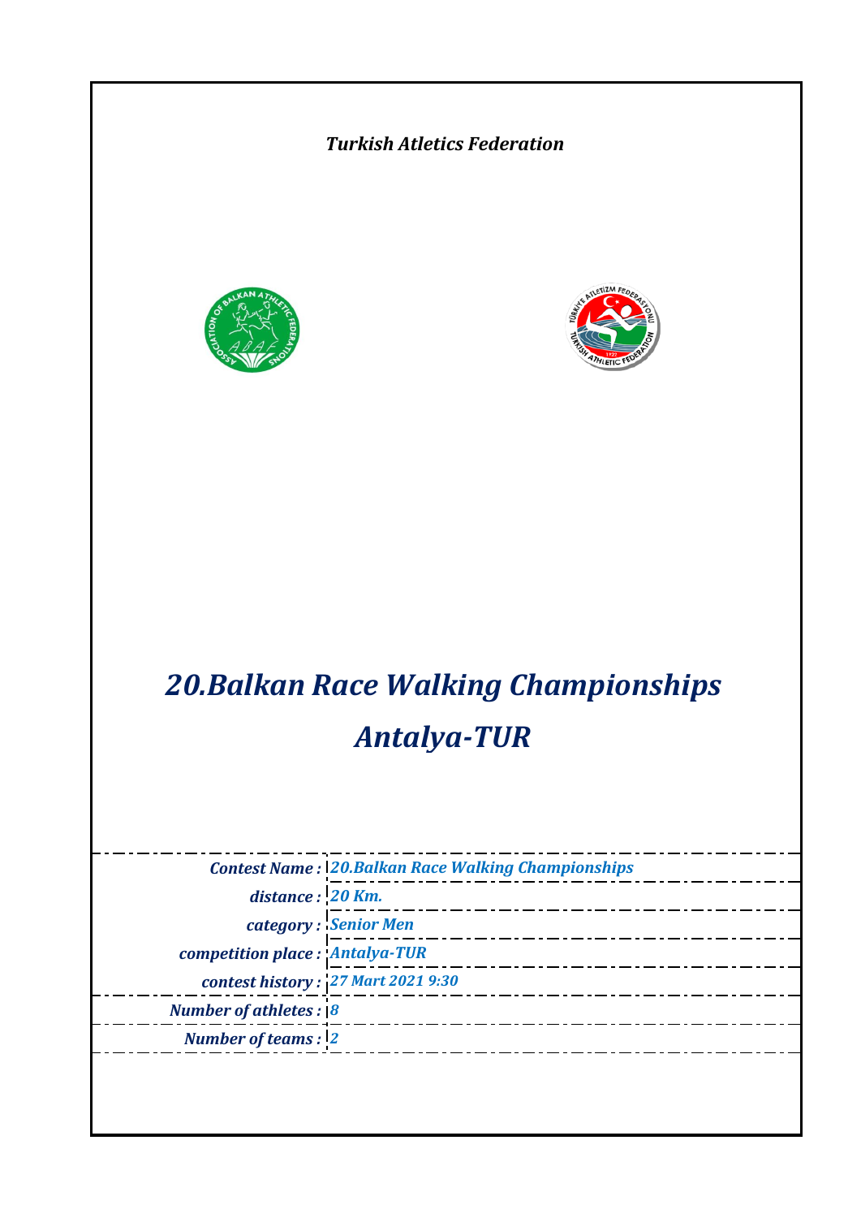*Turkish Atletics Federation*

# *20.Balkan Race Walking Championships*
# *Antalya-TUR*

| | |
|---|---|
| ***Contest Name :*** | ***20.Balkan Race Walking Championships*** |
| ***distance :*** | ***20 Km.*** |
| ***category :*** | ***Senior Men*** |
| ***competition place :*** | ***Antalya-TUR*** |
| ***contest history :*** | ***27 Mart 2021 9:30*** |
| ***Number of athletes :*** | ***8*** |
| ***Number of teams :*** | ***2*** |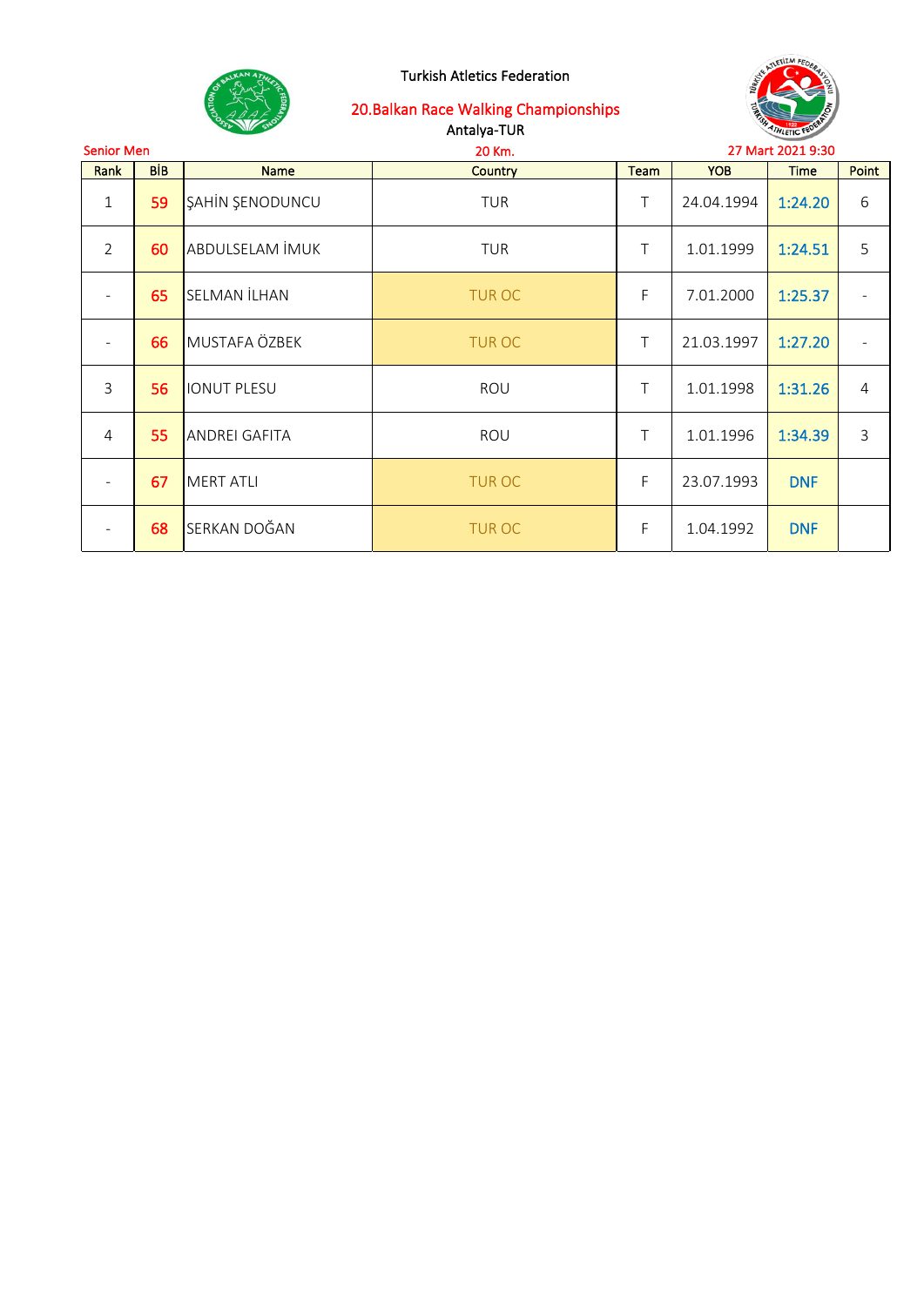Turkish Atletics Federation

## 20.Balkan Race Walking Championships

Antalya-TUR

Senior Men — 20 Km. — 27 Mart 2021 9:30

| Rank | BİB | Name | Country | Team | YOB | Time | Point |
|---|---|---|---|---|---|---|---|
| 1 | 59 | ŞAHİN ŞENODUNCU | TUR | T | 24.04.1994 | 1:24.20 | 6 |
| 2 | 60 | ABDULSELAM İMUK | TUR | T | 1.01.1999 | 1:24.51 | 5 |
| - | 65 | SELMAN İLHAN | TUR OC | F | 7.01.2000 | 1:25.37 | - |
| - | 66 | MUSTAFA ÖZBEK | TUR OC | T | 21.03.1997 | 1:27.20 | - |
| 3 | 56 | IONUT PLESU | ROU | T | 1.01.1998 | 1:31.26 | 4 |
| 4 | 55 | ANDREI GAFITA | ROU | T | 1.01.1996 | 1:34.39 | 3 |
| - | 67 | MERT ATLI | TUR OC | F | 23.07.1993 | DNF | |
| - | 68 | SERKAN DOĞAN | TUR OC | F | 1.04.1992 | DNF | |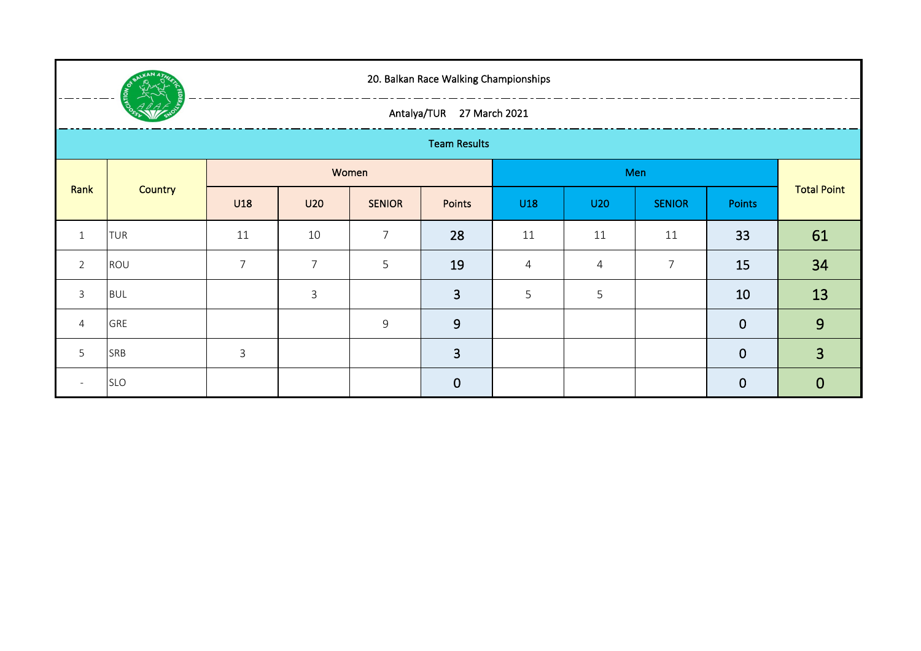20. Balkan Race Walking Championships

Antalya/TUR 27 March 2021

## Team Results

| Rank | Country | Women | | | | Men | | | | Total Point |
|---|---|---|---|---|---|---|---|---|---|---|
| | | U18 | U20 | SENIOR | Points | U18 | U20 | SENIOR | Points | |
| 1 | TUR | 11 | 10 | 7 | 28 | 11 | 11 | 11 | 33 | 61 |
| 2 | ROU | 7 | 7 | 5 | 19 | 4 | 4 | 7 | 15 | 34 |
| 3 | BUL | | 3 | | 3 | 5 | 5 | | 10 | 13 |
| 4 | GRE | | | 9 | 9 | | | | 0 | 9 |
| 5 | SRB | 3 | | | 3 | | | | 0 | 3 |
| - | SLO | | | | 0 | | | | 0 | 0 |